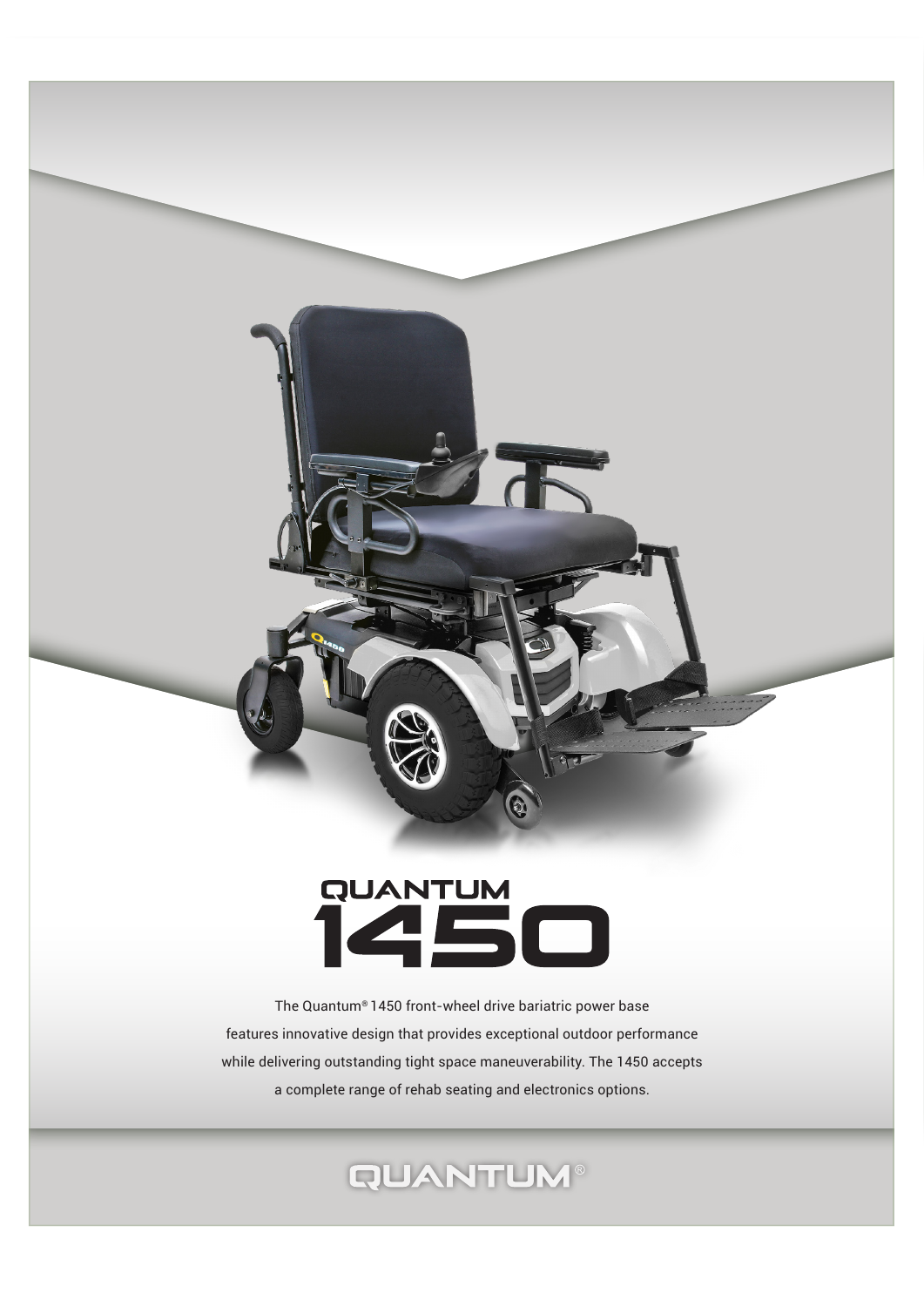# QUANTUM 1450

The Quantum® 1450 front-wheel drive bariatric power base features innovative design that provides exceptional outdoor performance while delivering outstanding tight space maneuverability. The 1450 accepts a complete range of rehab seating and electronics options.

QUANTUM®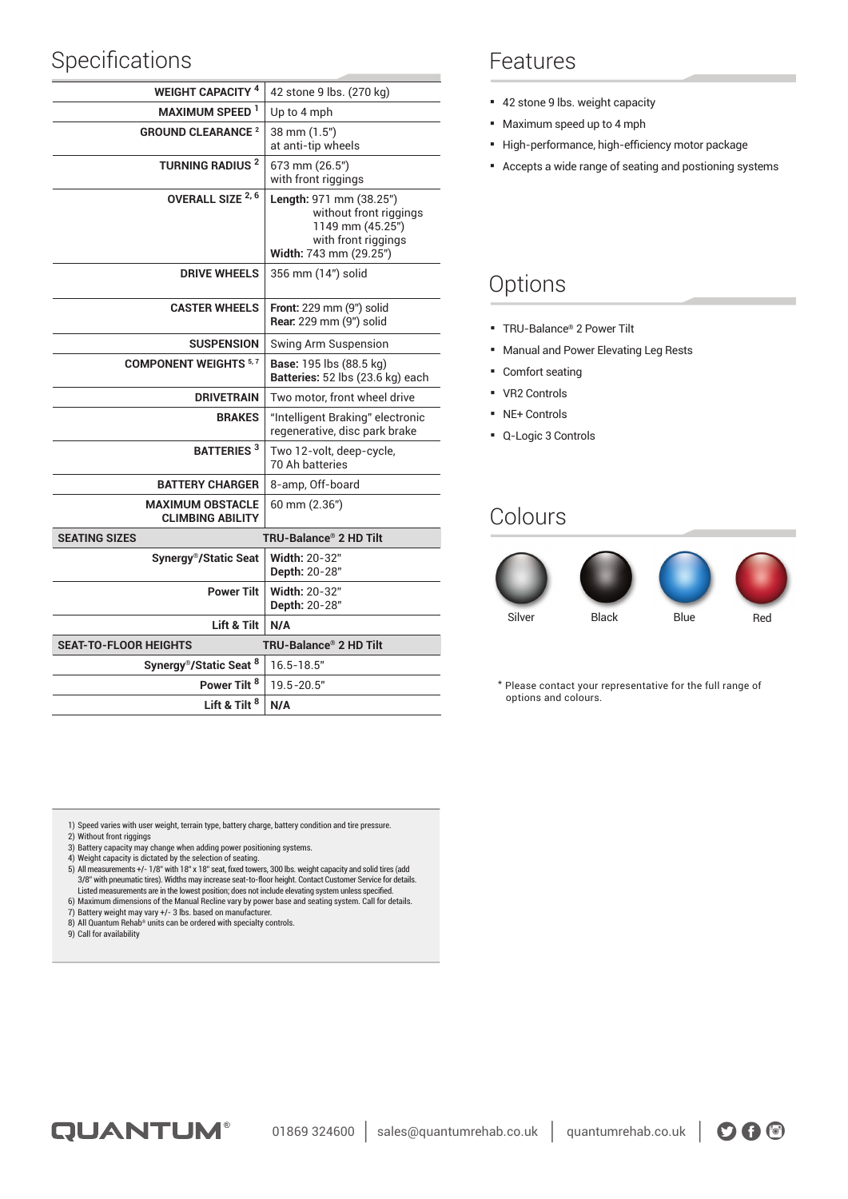## Specifications

| | |
|---|---|
| **WEIGHT CAPACITY** [4] | 42 stone 9 lbs. (270 kg) |
| **MAXIMUM SPEED** [1] | Up to 4 mph |
| **GROUND CLEARANCE** [2] | 38 mm (1.5") at anti-tip wheels |
| **TURNING RADIUS** [2] | 673 mm (26.5") with front riggings |
| **OVERALL SIZE** [2, 6] | **Length:** 971 mm (38.25") without front riggings 1149 mm (45.25") with front riggings **Width:** 743 mm (29.25") |
| **DRIVE WHEELS** | 356 mm (14") solid |
| **CASTER WHEELS** | **Front:** 229 mm (9") solid **Rear:** 229 mm (9") solid |
| **SUSPENSION** | Swing Arm Suspension |
| **COMPONENT WEIGHTS** [5, 7] | **Base:** 195 lbs (88.5 kg) **Batteries:** 52 lbs (23.6 kg) each |
| **DRIVETRAIN** | Two motor, front wheel drive |
| **BRAKES** | "Intelligent Braking" electronic regenerative, disc park brake |
| **BATTERIES** [3] | Two 12-volt, deep-cycle, 70 Ah batteries |
| **BATTERY CHARGER** | 8-amp, Off-board |
| **MAXIMUM OBSTACLE CLIMBING ABILITY** | 60 mm (2.36") |
| **SEATING SIZES** | **TRU-Balance® 2 HD Tilt** |
| **Synergy®/Static Seat** | **Width:** 20-32" **Depth:** 20-28" |
| **Power Tilt** | **Width:** 20-32" **Depth:** 20-28" |
| **Lift & Tilt** | **N/A** |
| **SEAT-TO-FLOOR HEIGHTS** | **TRU-Balance® 2 HD Tilt** |
| **Synergy®/Static Seat** [8] | 16.5-18.5" |
| **Power Tilt** [8] | 19.5-20.5" |
| **Lift & Tilt** [8] | **N/A** |

1) Speed varies with user weight, terrain type, battery charge, battery condition and tire pressure.
2) Without front riggings
3) Battery capacity may change when adding power positioning systems.
4) Weight capacity is dictated by the selection of seating.
5) All measurements +/- 1/8" with 18" x 18" seat, fixed towers, 300 lbs. weight capacity and solid tires (add 3/8" with pneumatic tires). Widths may increase seat-to-floor height. Contact Customer Service for details. Listed measurements are in the lowest position; does not include elevating system unless specified.
6) Maximum dimensions of the Manual Recline vary by power base and seating system. Call for details.
7) Battery weight may vary +/- 3 lbs. based on manufacturer.
8) All Quantum Rehab® units can be ordered with specialty controls.
9) Call for availability

## Features

- 42 stone 9 lbs. weight capacity
- Maximum speed up to 4 mph
- High-performance, high-efficiency motor package
- Accepts a wide range of seating and positioning systems

## Options

- TRU-Balance® 2 Power Tilt
- Manual and Power Elevating Leg Rests
- Comfort seating
- VR2 Controls
- NE+ Controls
- Q-Logic 3 Controls

## Colours

Silver Black Blue Red

\* Please contact your representative for the full range of options and colours.

QUANTUM® 01869 324600 | sales@quantumrehab.co.uk | quantumrehab.co.uk